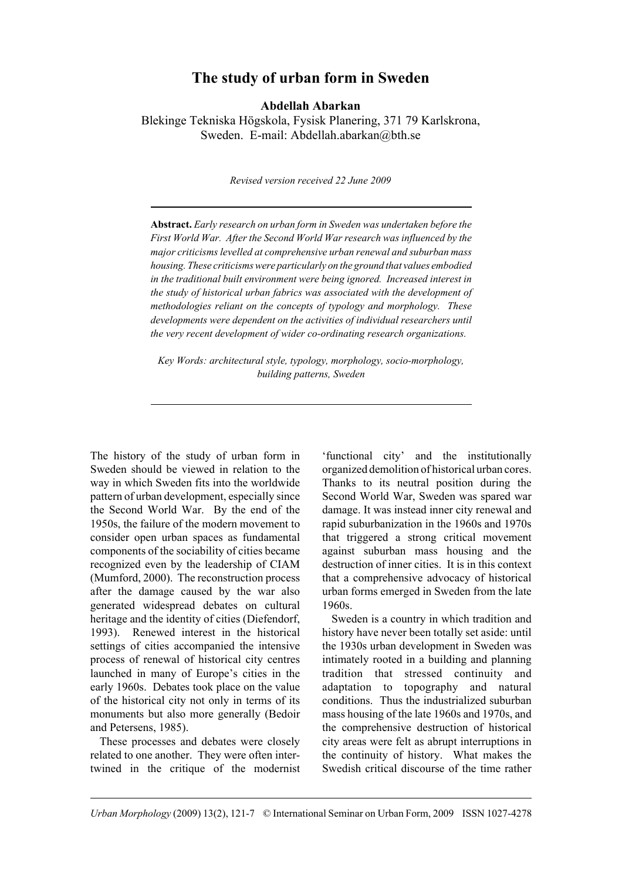# The study of urban form in Sweden

**Abdellah Abarkan**

Blekinge Tekniska Högskola, Fysisk Planering, 371 79 Karlskrona, Sweden. E-mail: Abdellah.abarkan@bth.se

*Revised version received 22 June 2009*

---

**Abstract.** *Early research on urban form in Sweden was undertaken before the First World War. After the Second World War research was influenced by the major criticisms levelled at comprehensive urban renewal and suburban mass housing. These criticisms were particularly on the ground that values embodied in the traditional built environment were being ignored. Increased interest in the study of historical urban fabrics was associated with the development of methodologies reliant on the concepts of typology and morphology. These developments were dependent on the activities of individual researchers until the very recent development of wider co-ordinating research organizations.*

*Key Words: architectural style, typology, morphology, socio-morphology, building patterns, Sweden*

---

The history of the study of urban form in Sweden should be viewed in relation to the way in which Sweden fits into the worldwide pattern of urban development, especially since the Second World War. By the end of the 1950s, the failure of the modern movement to consider open urban spaces as fundamental components of the sociability of cities became recognized even by the leadership of CIAM (Mumford, 2000). The reconstruction process after the damage caused by the war also generated widespread debates on cultural heritage and the identity of cities (Diefendorf, 1993). Renewed interest in the historical settings of cities accompanied the intensive process of renewal of historical city centres launched in many of Europe's cities in the early 1960s. Debates took place on the value of the historical city not only in terms of its monuments but also more generally (Bedoir and Petersens, 1985).

These processes and debates were closely related to one another. They were often intertwined in the critique of the modernist 'functional city' and the institutionally organized demolition of historical urban cores. Thanks to its neutral position during the Second World War, Sweden was spared war damage. It was instead inner city renewal and rapid suburbanization in the 1960s and 1970s that triggered a strong critical movement against suburban mass housing and the destruction of inner cities. It is in this context that a comprehensive advocacy of historical urban forms emerged in Sweden from the late 1960s.

Sweden is a country in which tradition and history have never been totally set aside: until the 1930s urban development in Sweden was intimately rooted in a building and planning tradition that stressed continuity and adaptation to topography and natural conditions. Thus the industrialized suburban mass housing of the late 1960s and 1970s, and the comprehensive destruction of historical city areas were felt as abrupt interruptions in the continuity of history. What makes the Swedish critical discourse of the time rather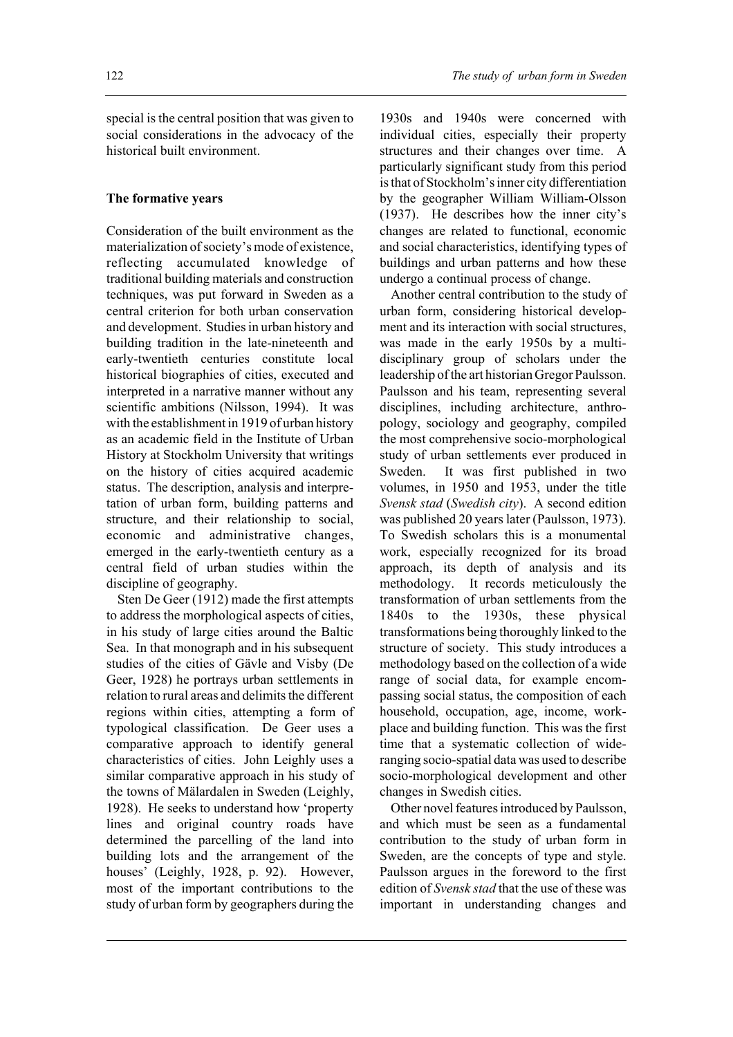special is the central position that was given to social considerations in the advocacy of the historical built environment.

## The formative years

Consideration of the built environment as the materialization of society's mode of existence, reflecting accumulated knowledge of traditional building materials and construction techniques, was put forward in Sweden as a central criterion for both urban conservation and development. Studies in urban history and building tradition in the late-nineteenth and early-twentieth centuries constitute local historical biographies of cities, executed and interpreted in a narrative manner without any scientific ambitions (Nilsson, 1994). It was with the establishment in 1919 of urban history as an academic field in the Institute of Urban History at Stockholm University that writings on the history of cities acquired academic status. The description, analysis and interpretation of urban form, building patterns and structure, and their relationship to social, economic and administrative changes, emerged in the early-twentieth century as a central field of urban studies within the discipline of geography.

Sten De Geer (1912) made the first attempts to address the morphological aspects of cities, in his study of large cities around the Baltic Sea. In that monograph and in his subsequent studies of the cities of Gävle and Visby (De Geer, 1928) he portrays urban settlements in relation to rural areas and delimits the different regions within cities, attempting a form of typological classification. De Geer uses a comparative approach to identify general characteristics of cities. John Leighly uses a similar comparative approach in his study of the towns of Mälardalen in Sweden (Leighly, 1928). He seeks to understand how 'property lines and original country roads have determined the parcelling of the land into building lots and the arrangement of the houses' (Leighly, 1928, p. 92). However, most of the important contributions to the study of urban form by geographers during the 1930s and 1940s were concerned with individual cities, especially their property structures and their changes over time. A particularly significant study from this period is that of Stockholm's inner city differentiation by the geographer William William-Olsson (1937). He describes how the inner city's changes are related to functional, economic and social characteristics, identifying types of buildings and urban patterns and how these undergo a continual process of change.

Another central contribution to the study of urban form, considering historical development and its interaction with social structures, was made in the early 1950s by a multidisciplinary group of scholars under the leadership of the art historian Gregor Paulsson. Paulsson and his team, representing several disciplines, including architecture, anthropology, sociology and geography, compiled the most comprehensive socio-morphological study of urban settlements ever produced in Sweden. It was first published in two volumes, in 1950 and 1953, under the title *Svensk stad* (*Swedish city*). A second edition was published 20 years later (Paulsson, 1973). To Swedish scholars this is a monumental work, especially recognized for its broad approach, its depth of analysis and its methodology. It records meticulously the transformation of urban settlements from the 1840s to the 1930s, these physical transformations being thoroughly linked to the structure of society. This study introduces a methodology based on the collection of a wide range of social data, for example encompassing social status, the composition of each household, occupation, age, income, workplace and building function. This was the first time that a systematic collection of wide-ranging socio-spatial data was used to describe socio-morphological development and other changes in Swedish cities.

Other novel features introduced by Paulsson, and which must be seen as a fundamental contribution to the study of urban form in Sweden, are the concepts of type and style. Paulsson argues in the foreword to the first edition of *Svensk stad* that the use of these was important in understanding changes and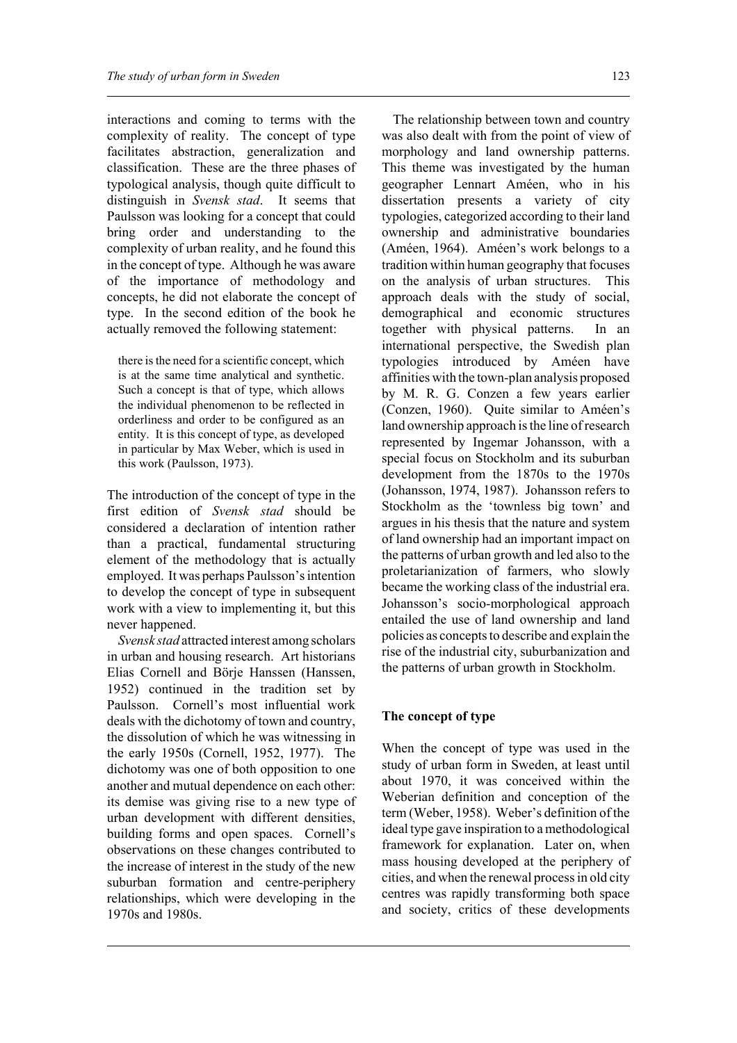interactions and coming to terms with the complexity of reality. The concept of type facilitates abstraction, generalization and classification. These are the three phases of typological analysis, though quite difficult to distinguish in *Svensk stad*. It seems that Paulsson was looking for a concept that could bring order and understanding to the complexity of urban reality, and he found this in the concept of type. Although he was aware of the importance of methodology and concepts, he did not elaborate the concept of type. In the second edition of the book he actually removed the following statement:

> there is the need for a scientific concept, which is at the same time analytical and synthetic. Such a concept is that of type, which allows the individual phenomenon to be reflected in orderliness and order to be configured as an entity. It is this concept of type, as developed in particular by Max Weber, which is used in this work (Paulsson, 1973).

The introduction of the concept of type in the first edition of *Svensk stad* should be considered a declaration of intention rather than a practical, fundamental structuring element of the methodology that is actually employed. It was perhaps Paulsson's intention to develop the concept of type in subsequent work with a view to implementing it, but this never happened.

*Svensk stad* attracted interest among scholars in urban and housing research. Art historians Elias Cornell and Börje Hanssen (Hanssen, 1952) continued in the tradition set by Paulsson. Cornell's most influential work deals with the dichotomy of town and country, the dissolution of which he was witnessing in the early 1950s (Cornell, 1952, 1977). The dichotomy was one of both opposition to one another and mutual dependence on each other: its demise was giving rise to a new type of urban development with different densities, building forms and open spaces. Cornell's observations on these changes contributed to the increase of interest in the study of the new suburban formation and centre-periphery relationships, which were developing in the 1970s and 1980s.

The relationship between town and country was also dealt with from the point of view of morphology and land ownership patterns. This theme was investigated by the human geographer Lennart Améen, who in his dissertation presents a variety of city typologies, categorized according to their land ownership and administrative boundaries (Améen, 1964). Améen's work belongs to a tradition within human geography that focuses on the analysis of urban structures. This approach deals with the study of social, demographical and economic structures together with physical patterns. In an international perspective, the Swedish plan typologies introduced by Améen have affinities with the town-plan analysis proposed by M. R. G. Conzen a few years earlier (Conzen, 1960). Quite similar to Améen's land ownership approach is the line of research represented by Ingemar Johansson, with a special focus on Stockholm and its suburban development from the 1870s to the 1970s (Johansson, 1974, 1987). Johansson refers to Stockholm as the 'townless big town' and argues in his thesis that the nature and system of land ownership had an important impact on the patterns of urban growth and led also to the proletarianization of farmers, who slowly became the working class of the industrial era. Johansson's socio-morphological approach entailed the use of land ownership and land policies as concepts to describe and explain the rise of the industrial city, suburbanization and the patterns of urban growth in Stockholm.

## The concept of type

When the concept of type was used in the study of urban form in Sweden, at least until about 1970, it was conceived within the Weberian definition and conception of the term (Weber, 1958). Weber's definition of the ideal type gave inspiration to a methodological framework for explanation. Later on, when mass housing developed at the periphery of cities, and when the renewal process in old city centres was rapidly transforming both space and society, critics of these developments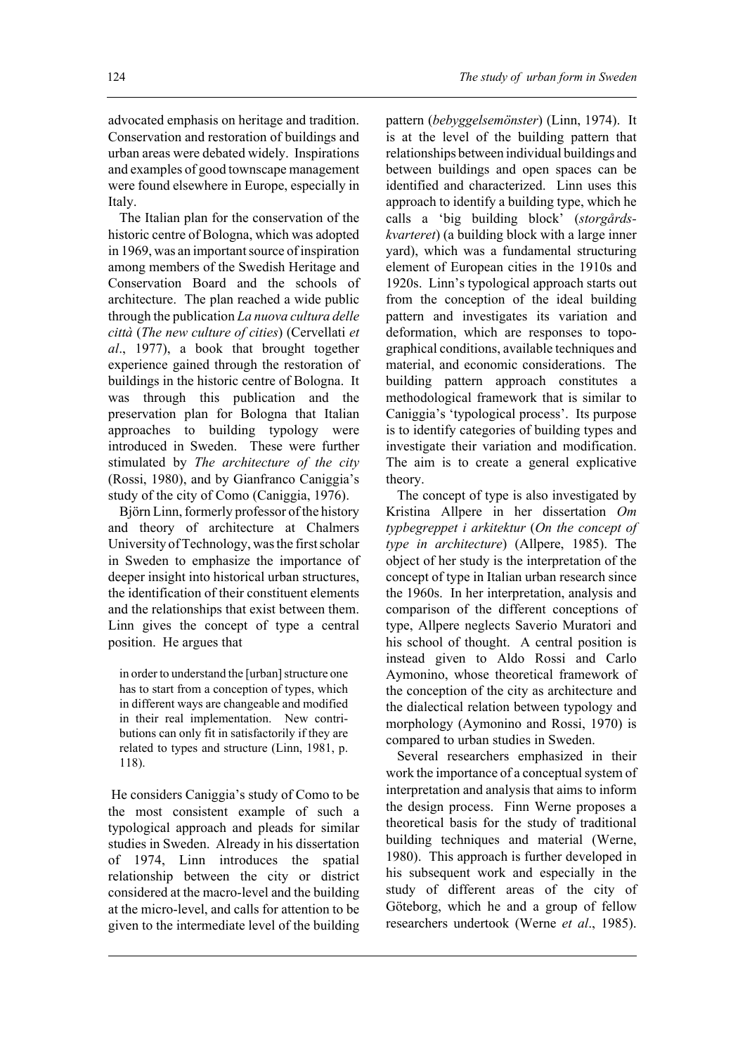advocated emphasis on heritage and tradition. Conservation and restoration of buildings and urban areas were debated widely. Inspirations and examples of good townscape management were found elsewhere in Europe, especially in Italy.

The Italian plan for the conservation of the historic centre of Bologna, which was adopted in 1969, was an important source of inspiration among members of the Swedish Heritage and Conservation Board and the schools of architecture. The plan reached a wide public through the publication *La nuova cultura delle città* (*The new culture of cities*) (Cervellati *et al*., 1977), a book that brought together experience gained through the restoration of buildings in the historic centre of Bologna. It was through this publication and the preservation plan for Bologna that Italian approaches to building typology were introduced in Sweden. These were further stimulated by *The architecture of the city* (Rossi, 1980), and by Gianfranco Caniggia's study of the city of Como (Caniggia, 1976).

Björn Linn, formerly professor of the history and theory of architecture at Chalmers University of Technology, was the first scholar in Sweden to emphasize the importance of deeper insight into historical urban structures, the identification of their constituent elements and the relationships that exist between them. Linn gives the concept of type a central position. He argues that

> in order to understand the [urban] structure one has to start from a conception of types, which in different ways are changeable and modified in their real implementation. New contributions can only fit in satisfactorily if they are related to types and structure (Linn, 1981, p. 118).

He considers Caniggia's study of Como to be the most consistent example of such a typological approach and pleads for similar studies in Sweden. Already in his dissertation of 1974, Linn introduces the spatial relationship between the city or district considered at the macro-level and the building at the micro-level, and calls for attention to be given to the intermediate level of the building pattern (*bebyggelsemönster*) (Linn, 1974). It is at the level of the building pattern that relationships between individual buildings and between buildings and open spaces can be identified and characterized. Linn uses this approach to identify a building type, which he calls a 'big building block' (*storgårds-kvarteret*) (a building block with a large inner yard), which was a fundamental structuring element of European cities in the 1910s and 1920s. Linn's typological approach starts out from the conception of the ideal building pattern and investigates its variation and deformation, which are responses to topographical conditions, available techniques and material, and economic considerations. The building pattern approach constitutes a methodological framework that is similar to Caniggia's 'typological process'. Its purpose is to identify categories of building types and investigate their variation and modification. The aim is to create a general explicative theory.

The concept of type is also investigated by Kristina Allpere in her dissertation *Om typbegreppet i arkitektur* (*On the concept of type in architecture*) (Allpere, 1985). The object of her study is the interpretation of the concept of type in Italian urban research since the 1960s. In her interpretation, analysis and comparison of the different conceptions of type, Allpere neglects Saverio Muratori and his school of thought. A central position is instead given to Aldo Rossi and Carlo Aymonino, whose theoretical framework of the conception of the city as architecture and the dialectical relation between typology and morphology (Aymonino and Rossi, 1970) is compared to urban studies in Sweden.

Several researchers emphasized in their work the importance of a conceptual system of interpretation and analysis that aims to inform the design process. Finn Werne proposes a theoretical basis for the study of traditional building techniques and material (Werne, 1980). This approach is further developed in his subsequent work and especially in the study of different areas of the city of Göteborg, which he and a group of fellow researchers undertook (Werne *et al*., 1985).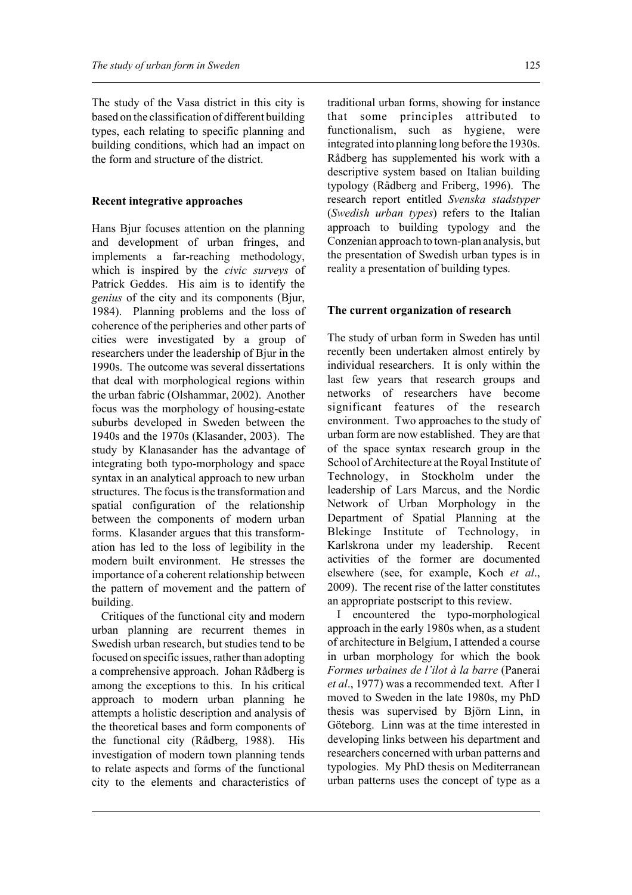The study of the Vasa district in this city is based on the classification of different building types, each relating to specific planning and building conditions, which had an impact on the form and structure of the district.

## Recent integrative approaches

Hans Bjur focuses attention on the planning and development of urban fringes, and implements a far-reaching methodology, which is inspired by the *civic surveys* of Patrick Geddes. His aim is to identify the *genius* of the city and its components (Bjur, 1984). Planning problems and the loss of coherence of the peripheries and other parts of cities were investigated by a group of researchers under the leadership of Bjur in the 1990s. The outcome was several dissertations that deal with morphological regions within the urban fabric (Olshammar, 2002). Another focus was the morphology of housing-estate suburbs developed in Sweden between the 1940s and the 1970s (Klasander, 2003). The study by Klanasander has the advantage of integrating both typo-morphology and space syntax in an analytical approach to new urban structures. The focus is the transformation and spatial configuration of the relationship between the components of modern urban forms. Klasander argues that this transformation has led to the loss of legibility in the modern built environment. He stresses the importance of a coherent relationship between the pattern of movement and the pattern of building.

Critiques of the functional city and modern urban planning are recurrent themes in Swedish urban research, but studies tend to be focused on specific issues, rather than adopting a comprehensive approach. Johan Rådberg is among the exceptions to this. In his critical approach to modern urban planning he attempts a holistic description and analysis of the theoretical bases and form components of the functional city (Rådberg, 1988). His investigation of modern town planning tends to relate aspects and forms of the functional city to the elements and characteristics of traditional urban forms, showing for instance that some principles attributed to functionalism, such as hygiene, were integrated into planning long before the 1930s. Rådberg has supplemented his work with a descriptive system based on Italian building typology (Rådberg and Friberg, 1996). The research report entitled *Svenska stadstyper* (*Swedish urban types*) refers to the Italian approach to building typology and the Conzenian approach to town-plan analysis, but the presentation of Swedish urban types is in reality a presentation of building types.

## The current organization of research

The study of urban form in Sweden has until recently been undertaken almost entirely by individual researchers. It is only within the last few years that research groups and networks of researchers have become significant features of the research environment. Two approaches to the study of urban form are now established. They are that of the space syntax research group in the School of Architecture at the Royal Institute of Technology, in Stockholm under the leadership of Lars Marcus, and the Nordic Network of Urban Morphology in the Department of Spatial Planning at the Blekinge Institute of Technology, in Karlskrona under my leadership. Recent activities of the former are documented elsewhere (see, for example, Koch *et al*., 2009). The recent rise of the latter constitutes an appropriate postscript to this review.

I encountered the typo-morphological approach in the early 1980s when, as a student of architecture in Belgium, I attended a course in urban morphology for which the book *Formes urbaines de l'ilot à la barre* (Panerai *et al*., 1977) was a recommended text. After I moved to Sweden in the late 1980s, my PhD thesis was supervised by Björn Linn, in Göteborg. Linn was at the time interested in developing links between his department and researchers concerned with urban patterns and typologies. My PhD thesis on Mediterranean urban patterns uses the concept of type as a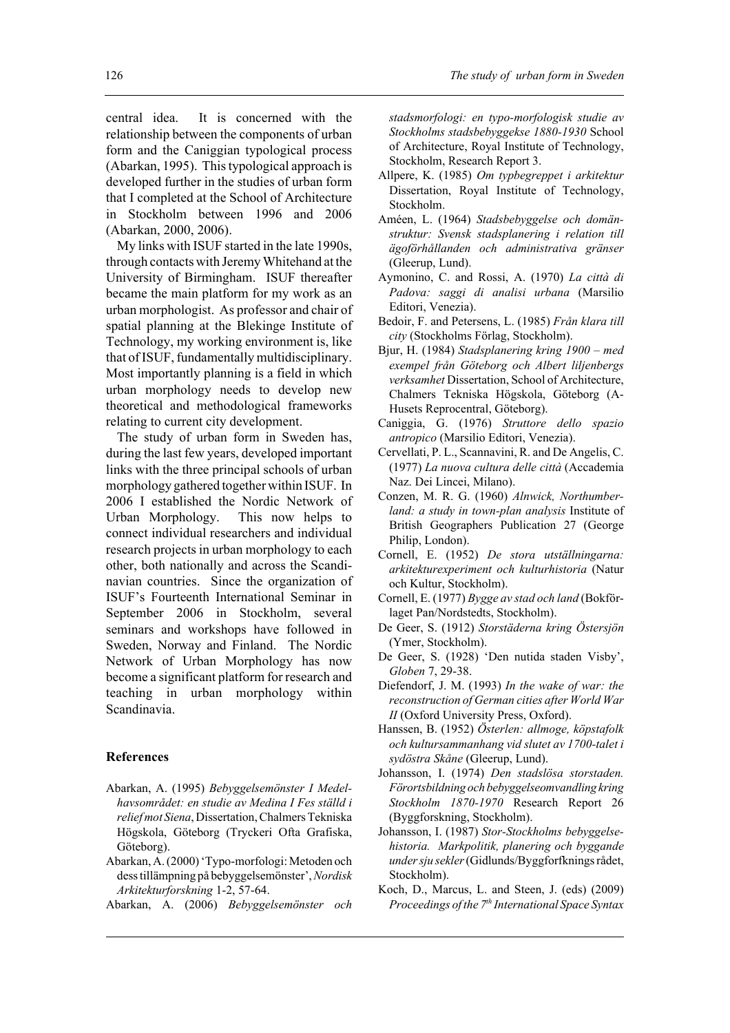central idea. It is concerned with the relationship between the components of urban form and the Caniggian typological process (Abarkan, 1995). This typological approach is developed further in the studies of urban form that I completed at the School of Architecture in Stockholm between 1996 and 2006 (Abarkan, 2000, 2006).

My links with ISUF started in the late 1990s, through contacts with Jeremy Whitehand at the University of Birmingham. ISUF thereafter became the main platform for my work as an urban morphologist. As professor and chair of spatial planning at the Blekinge Institute of Technology, my working environment is, like that of ISUF, fundamentally multidisciplinary. Most importantly planning is a field in which urban morphology needs to develop new theoretical and methodological frameworks relating to current city development.

The study of urban form in Sweden has, during the last few years, developed important links with the three principal schools of urban morphology gathered together within ISUF. In 2006 I established the Nordic Network of Urban Morphology. This now helps to connect individual researchers and individual research projects in urban morphology to each other, both nationally and across the Scandinavian countries. Since the organization of ISUF's Fourteenth International Seminar in September 2006 in Stockholm, several seminars and workshops have followed in Sweden, Norway and Finland. The Nordic Network of Urban Morphology has now become a significant platform for research and teaching in urban morphology within Scandinavia.

## References

Abarkan, A. (1995) *Bebyggelsemönster I Medelhavsområdet: en studie av Medina I Fes ställd i relief mot Siena*, Dissertation, Chalmers Tekniska Högskola, Göteborg (Tryckeri Ofta Grafiska, Göteborg).

Abarkan, A. (2000) 'Typo-morfologi: Metoden och dess tillämpning på bebyggelsemönster', *Nordisk Arkitekturforskning* 1-2, 57-64.

Abarkan, A. (2006) *Bebyggelsemönster och stadsmorfologi: en typo-morfologisk studie av Stockholms stadsbebyggekse 1880-1930* School of Architecture, Royal Institute of Technology, Stockholm, Research Report 3.

Allpere, K. (1985) *Om typbegreppet i arkitektur* Dissertation, Royal Institute of Technology, Stockholm.

Améen, L. (1964) *Stadsbebyggelse och domänstruktur: Svensk stadsplanering i relation till ägoförhållanden och administrativa gränser* (Gleerup, Lund).

Aymonino, C. and Rossi, A. (1970) *La città di Padova: saggi di analisi urbana* (Marsilio Editori, Venezia).

Bedoir, F. and Petersens, L. (1985) *Från klara till city* (Stockholms Förlag, Stockholm).

Bjur, H. (1984) *Stadsplanering kring 1900 – med exempel från Göteborg och Albert liljenbergs verksamhet* Dissertation, School of Architecture, Chalmers Tekniska Högskola, Göteborg (A-Husets Reprocentral, Göteborg).

Caniggia, G. (1976) *Struttore dello spazio antropico* (Marsilio Editori, Venezia).

Cervellati, P. L., Scannavini, R. and De Angelis, C. (1977) *La nuova cultura delle città* (Accademia Naz. Dei Lincei, Milano).

Conzen, M. R. G. (1960) *Alnwick, Northumberland: a study in town-plan analysis* Institute of British Geographers Publication 27 (George Philip, London).

Cornell, E. (1952) *De stora utställningarna: arkitekturexperiment och kulturhistoria* (Natur och Kultur, Stockholm).

Cornell, E. (1977) *Bygge av stad och land* (Bokförlaget Pan/Nordstedts, Stockholm).

De Geer, S. (1912) *Storstäderna kring Östersjön* (Ymer, Stockholm).

De Geer, S. (1928) 'Den nutida staden Visby', *Globen* 7, 29-38.

Diefendorf, J. M. (1993) *In the wake of war: the reconstruction of German cities after World War II* (Oxford University Press, Oxford).

Hanssen, B. (1952) *Österlen: allmoge, köpstafolk och kultursammanhang vid slutet av 1700-talet i sydöstra Skåne* (Gleerup, Lund).

Johansson, I. (1974) *Den stadslösa storstaden. Förortsbildning och bebyggelseomvandling kring Stockholm 1870-1970* Research Report 26 (Byggforskning, Stockholm).

Johansson, I. (1987) *Stor-Stockholms bebyggelsehistoria. Markpolitik, planering och byggande under sju sekler* (Gidlunds/Byggforfknings rådet, Stockholm).

Koch, D., Marcus, L. and Steen, J. (eds) (2009) *Proceedings of the 7th International Space Syntax*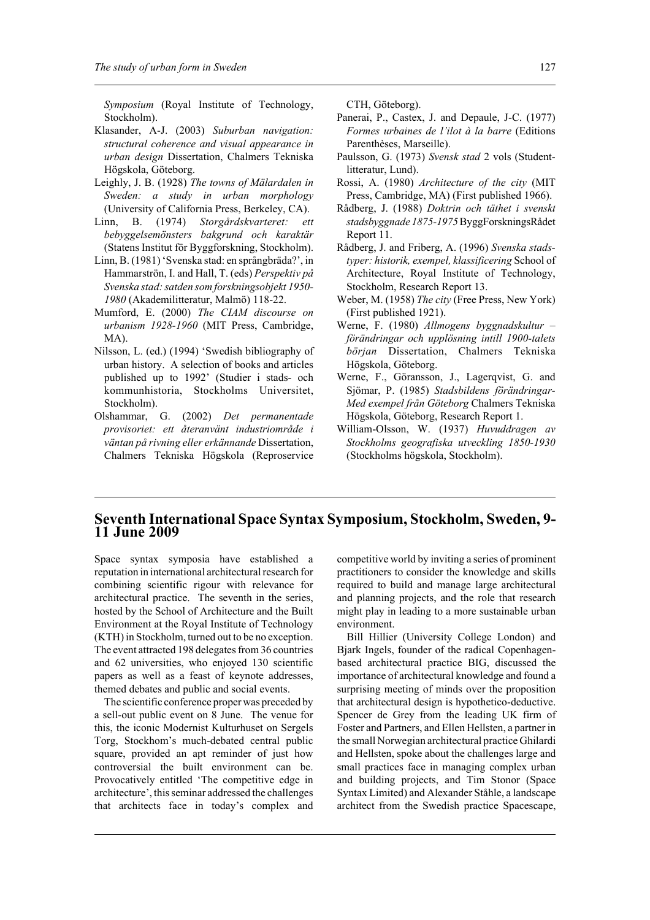*Symposium* (Royal Institute of Technology, Stockholm).

Klasander, A-J. (2003) *Suburban navigation: structural coherence and visual appearance in urban design* Dissertation, Chalmers Tekniska Högskola, Göteborg.

Leighly, J. B. (1928) *The towns of Mälardalen in Sweden: a study in urban morphology* (University of California Press, Berkeley, CA).

Linn, B. (1974) *Storgårdskvarteret: ett bebyggelsemönsters bakgrund och karaktär* (Statens Institut för Byggforskning, Stockholm).

Linn, B. (1981) 'Svenska stad: en språngbräda?', in Hammarströn, I. and Hall, T. (eds) *Perspektiv på Svenska stad: satden som forskningsobjekt 1950-1980* (Akademilitteratur, Malmö) 118-22.

Mumford, E. (2000) *The CIAM discourse on urbanism 1928-1960* (MIT Press, Cambridge, MA).

Nilsson, L. (ed.) (1994) 'Swedish bibliography of urban history. A selection of books and articles published up to 1992' (Studier i stads- och kommunhistoria, Stockholms Universitet, Stockholm).

Olshammar, G. (2002) *Det permanentade provisoriet: ett återanvänt industriområde i väntan på rivning eller erkännande* Dissertation, Chalmers Tekniska Högskola (Reproservice CTH, Göteborg).

Panerai, P., Castex, J. and Depaule, J-C. (1977) *Formes urbaines de l'ilot à la barre* (Editions Parenthèses, Marseille).

Paulsson, G. (1973) *Svensk stad* 2 vols (Studentlitteratur, Lund).

Rossi, A. (1980) *Architecture of the city* (MIT Press, Cambridge, MA) (First published 1966).

Rådberg, J. (1988) *Doktrin och täthet i svenskt stadsbyggnade 1875-1975* ByggForskningsRådet Report 11.

Rådberg, J. and Friberg, A. (1996) *Svenska stadstyper: historik, exempel, klassificering* School of Architecture, Royal Institute of Technology, Stockholm, Research Report 13.

Weber, M. (1958) *The city* (Free Press, New York) (First published 1921).

Werne, F. (1980) *Allmogens byggnadskultur – förändringar och upplösning intill 1900-talets början* Dissertation, Chalmers Tekniska Högskola, Göteborg.

Werne, F., Göransson, J., Lagerqvist, G. and Sjömar, P. (1985) *Stadsbildens förändringar-Med exempel från Göteborg* Chalmers Tekniska Högskola, Göteborg, Research Report 1.

William-Olsson, W. (1937) *Huvuddragen av Stockholms geografiska utveckling 1850-1930* (Stockholms högskola, Stockholm).

## Seventh International Space Syntax Symposium, Stockholm, Sweden, 9-11 June 2009

Space syntax symposia have established a reputation in international architectural research for combining scientific rigour with relevance for architectural practice. The seventh in the series, hosted by the School of Architecture and the Built Environment at the Royal Institute of Technology (KTH) in Stockholm, turned out to be no exception. The event attracted 198 delegates from 36 countries and 62 universities, who enjoyed 130 scientific papers as well as a feast of keynote addresses, themed debates and public and social events.

The scientific conference proper was preceded by a sell-out public event on 8 June. The venue for this, the iconic Modernist Kulturhuset on Sergels Torg, Stockhom's much-debated central public square, provided an apt reminder of just how controversial the built environment can be. Provocatively entitled 'The competitive edge in architecture', this seminar addressed the challenges that architects face in today's complex and competitive world by inviting a series of prominent practitioners to consider the knowledge and skills required to build and manage large architectural and planning projects, and the role that research might play in leading to a more sustainable urban environment.

Bill Hillier (University College London) and Bjark Ingels, founder of the radical Copenhagen-based architectural practice BIG, discussed the importance of architectural knowledge and found a surprising meeting of minds over the proposition that architectural design is hypothetico-deductive. Spencer de Grey from the leading UK firm of Foster and Partners, and Ellen Hellsten, a partner in the small Norwegian architectural practice Ghilardi and Hellsten, spoke about the challenges large and small practices face in managing complex urban and building projects, and Tim Stonor (Space Syntax Limited) and Alexander Ståhle, a landscape architect from the Swedish practice Spacescape,